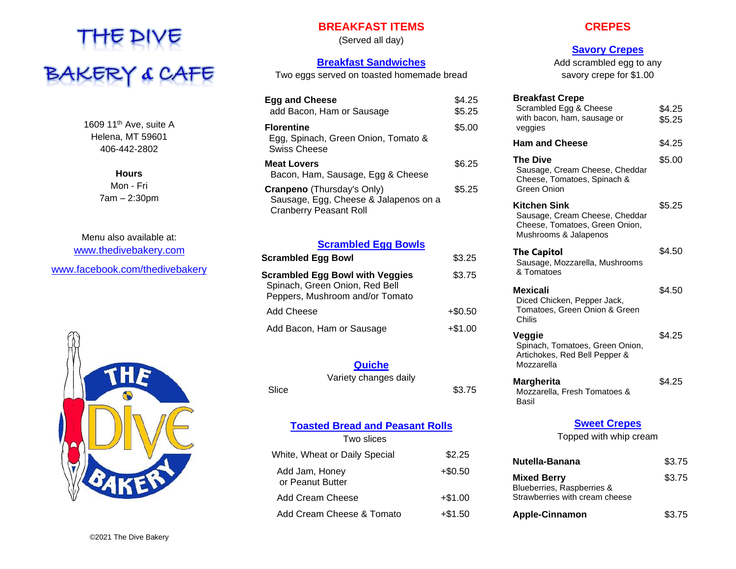# THE DIVE BAKERY & CAFE

1609 11th Ave, suite A
Helena, MT 59601
406-442-2802

**Hours**
Mon - Fri
7am – 2:30pm

Menu also available at:
[www.thedivebakery.com](http://www.thedivebakery.com)
[www.facebook.com/thedivebakery](http://www.facebook.com/thedivebakery)

©2021 The Dive Bakery

## BREAKFAST ITEMS

(Served all day)

### Breakfast Sandwiches

Two eggs served on toasted homemade bread

| Item | Price |
|---|---|
| **Egg and Cheese** | $4.25 |
| add Bacon, Ham or Sausage | $5.25 |
| **Florentine** – Egg, Spinach, Green Onion, Tomato & Swiss Cheese | $5.00 |
| **Meat Lovers** – Bacon, Ham, Sausage, Egg & Cheese | $6.25 |
| **Cranpeno** (Thursday's Only) – Sausage, Egg, Cheese & Jalapenos on a Cranberry Peasant Roll | $5.25 |

### Scrambled Egg Bowls

| Item | Price |
|---|---|
| **Scrambled Egg Bowl** | $3.25 |
| **Scrambled Egg Bowl with Veggies** – Spinach, Green Onion, Red Bell Peppers, Mushroom and/or Tomato | $3.75 |
| Add Cheese | +$0.50 |
| Add Bacon, Ham or Sausage | +$1.00 |

### Quiche

Variety changes daily

| Item | Price |
|---|---|
| Slice | $3.75 |

### Toasted Bread and Peasant Rolls

Two slices

| Item | Price |
|---|---|
| White, Wheat or Daily Special | $2.25 |
| Add Jam, Honey or Peanut Butter | +$0.50 |
| Add Cream Cheese | +$1.00 |
| Add Cream Cheese & Tomato | +$1.50 |

## CREPES

### Savory Crepes

Add scrambled egg to any savory crepe for $1.00

| Item | Price |
|---|---|
| **Breakfast Crepe** – Scrambled Egg & Cheese | $4.25 |
| with bacon, ham, sausage or veggies | $5.25 |
| **Ham and Cheese** | $4.25 |
| **The Dive** – Sausage, Cream Cheese, Cheddar Cheese, Tomatoes, Spinach & Green Onion | $5.00 |
| **Kitchen Sink** – Sausage, Cream Cheese, Cheddar Cheese, Tomatoes, Green Onion, Mushrooms & Jalapenos | $5.25 |
| **The Capitol** – Sausage, Mozzarella, Mushrooms & Tomatoes | $4.50 |
| **Mexicali** – Diced Chicken, Pepper Jack, Tomatoes, Green Onion & Green Chilis | $4.50 |
| **Veggie** – Spinach, Tomatoes, Green Onion, Artichokes, Red Bell Pepper & Mozzarella | $4.25 |
| **Margherita** – Mozzarella, Fresh Tomatoes & Basil | $4.25 |

### Sweet Crepes

Topped with whip cream

| Item | Price |
|---|---|
| **Nutella-Banana** | $3.75 |
| **Mixed Berry** – Blueberries, Raspberries & Strawberries with cream cheese | $3.75 |
| **Apple-Cinnamon** | $3.75 |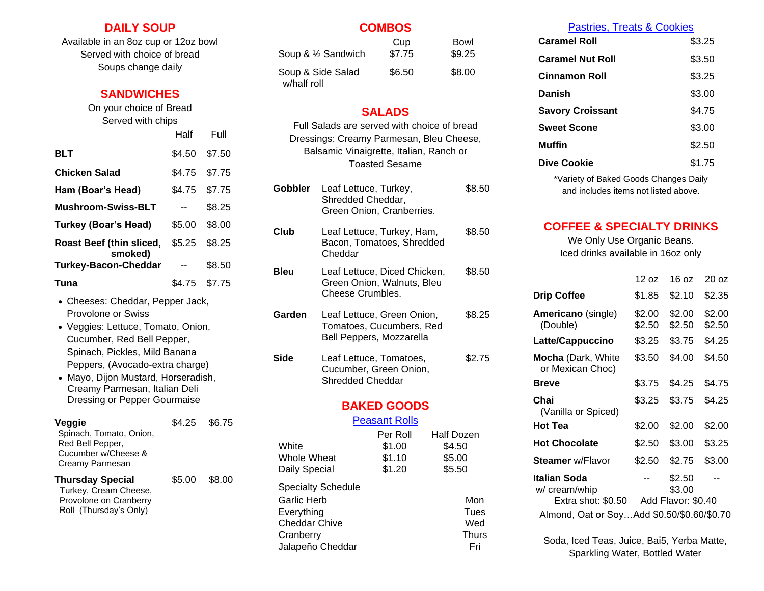## DAILY SOUP

Available in an 8oz cup or 12oz bowl
Served with choice of bread
Soups change daily

## SANDWICHES

On your choice of Bread
Served with chips

| | Half | Full |
|---|---|---|
| **BLT** | $4.50 | $7.50 |
| **Chicken Salad** | $4.75 | $7.75 |
| **Ham (Boar's Head)** | $4.75 | $7.75 |
| **Mushroom-Swiss-BLT** | -- | $8.25 |
| **Turkey (Boar's Head)** | $5.00 | $8.00 |
| **Roast Beef (thin sliced, smoked)** | $5.25 | $8.25 |
| **Turkey-Bacon-Cheddar** | -- | $8.50 |
| **Tuna** | $4.75 | $7.75 |

- Cheeses: Cheddar, Pepper Jack, Provolone or Swiss
- Veggies: Lettuce, Tomato, Onion, Cucumber, Red Bell Pepper, Spinach, Pickles, Mild Banana Peppers, (Avocado-extra charge)
- Mayo, Dijon Mustard, Horseradish, Creamy Parmesan, Italian Deli Dressing or Pepper Gourmaise

| | | |
|---|---|---|
| **Veggie** Spinach, Tomato, Onion, Red Bell Pepper, Cucumber w/Cheese & Creamy Parmesan | $4.25 | $6.75 |
| **Thursday Special** Turkey, Cream Cheese, Provolone on Cranberry Roll (Thursday's Only) | $5.00 | $8.00 |

## COMBOS

| | Cup | Bowl |
|---|---|---|
| Soup & ½ Sandwich | $7.75 | $9.25 |
| Soup & Side Salad w/half roll | $6.50 | $8.00 |

## SALADS

Full Salads are served with choice of bread
Dressings: Creamy Parmesan, Bleu Cheese, Balsamic Vinaigrette, Italian, Ranch or Toasted Sesame

| | | |
|---|---|---|
| **Gobbler** | Leaf Lettuce, Turkey, Shredded Cheddar, Green Onion, Cranberries. | $8.50 |
| **Club** | Leaf Lettuce, Turkey, Ham, Bacon, Tomatoes, Shredded Cheddar | $8.50 |
| **Bleu** | Leaf Lettuce, Diced Chicken, Green Onion, Walnuts, Bleu Cheese Crumbles. | $8.50 |
| **Garden** | Leaf Lettuce, Green Onion, Tomatoes, Cucumbers, Red Bell Peppers, Mozzarella | $8.25 |
| **Side** | Leaf Lettuce, Tomatoes, Cucumber, Green Onion, Shredded Cheddar | $2.75 |

## BAKED GOODS

### Peasant Rolls

| | Per Roll | Half Dozen |
|---|---|---|
| White | $1.00 | $4.50 |
| Whole Wheat | $1.10 | $5.00 |
| Daily Special | $1.20 | $5.50 |

### Specialty Schedule

| | |
|---|---|
| Garlic Herb | Mon |
| Everything | Tues |
| Cheddar Chive | Wed |
| Cranberry | Thurs |
| Jalapeño Cheddar | Fri |

### Pastries, Treats & Cookies

| | |
|---|---|
| **Caramel Roll** | $3.25 |
| **Caramel Nut Roll** | $3.50 |
| **Cinnamon Roll** | $3.25 |
| **Danish** | $3.00 |
| **Savory Croissant** | $4.75 |
| **Sweet Scone** | $3.00 |
| **Muffin** | $2.50 |
| **Dive Cookie** | $1.75 |

*Variety of Baked Goods Changes Daily and includes items not listed above.

## COFFEE & SPECIALTY DRINKS

We Only Use Organic Beans.
Iced drinks available in 16oz only

| | 12 oz | 16 oz | 20 oz |
|---|---|---|---|
| **Drip Coffee** | $1.85 | $2.10 | $2.35 |
| **Americano** (single) | $2.00 | $2.00 | $2.00 |
| (Double) | $2.50 | $2.50 | $2.50 |
| **Latte/Cappuccino** | $3.25 | $3.75 | $4.25 |
| **Mocha** (Dark, White or Mexican Choc) | $3.50 | $4.00 | $4.50 |
| **Breve** | $3.75 | $4.25 | $4.75 |
| **Chai** (Vanilla or Spiced) | $3.25 | $3.75 | $4.25 |
| **Hot Tea** | $2.00 | $2.00 | $2.00 |
| **Hot Chocolate** | $2.50 | $3.00 | $3.25 |
| **Steamer** w/Flavor | $2.50 | $2.75 | $3.00 |
| **Italian Soda** | -- | $2.50 | -- |
| w/ cream/whip | | $3.00 | |

Extra shot: $0.50 Add Flavor: $0.40
Almond, Oat or Soy…Add $0.50/$0.60/$0.70

Soda, Iced Teas, Juice, Bai5, Yerba Matte, Sparkling Water, Bottled Water